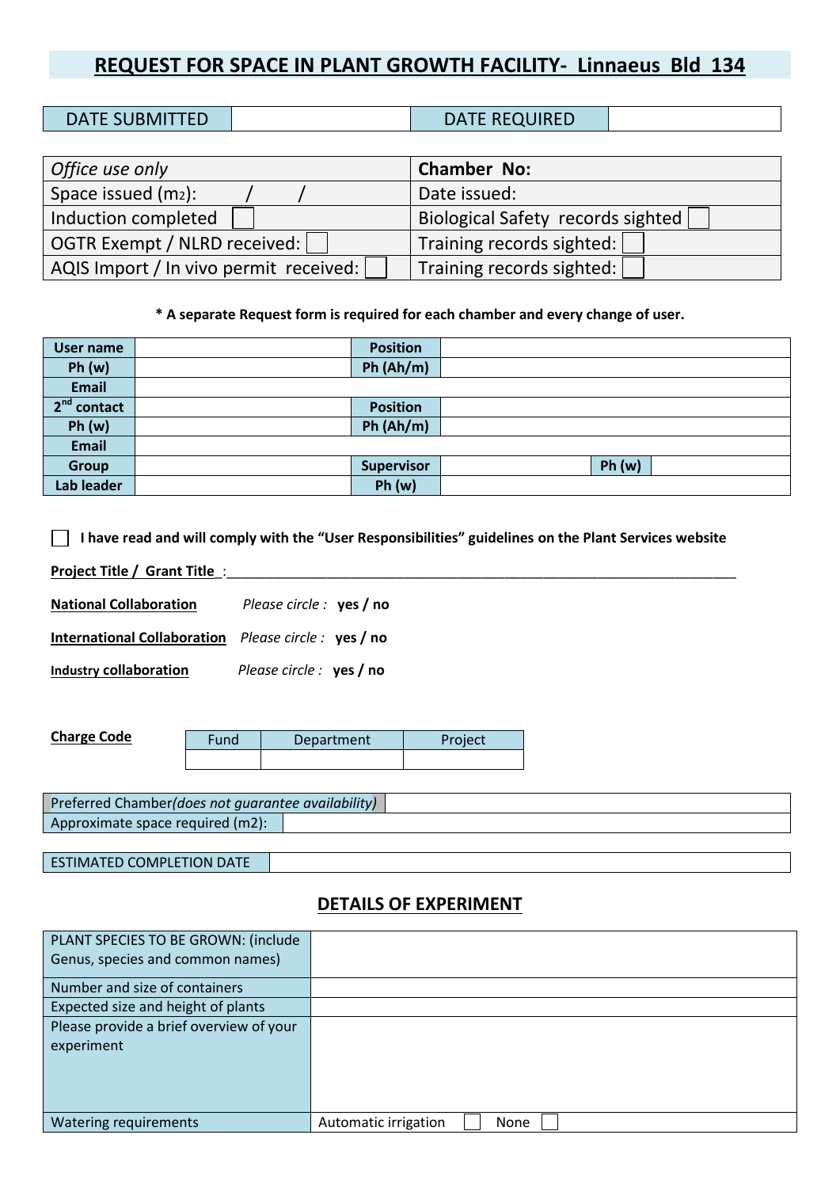# REQUEST FOR SPACE IN PLANT GROWTH FACILITY- Linnaeus Bld 134

| DATE SUBMITTED | | DATE REQUIRED | |
|---|---|---|---|

| *Office use only* | **Chamber No:** |
|---|---|
| Space issued ($m_2$): / / | Date issued: |
| Induction completed ☐ | Biological Safety records sighted ☐ |
| OGTR Exempt / NLRD received: ☐ | Training records sighted: ☐ |
| AQIS Import / In vivo permit received: ☐ | Training records sighted: ☐ |

**\* A separate Request form is required for each chamber and every change of user.**

| **User name** | | **Position** | | | |
|---|---|---|---|---|---|
| **Ph (w)** | | **Ph (Ah/m)** | | | |
| **Email** | | | | | |
| **2nd contact** | | **Position** | | | |
| **Ph (w)** | | **Ph (Ah/m)** | | | |
| **Email** | | | | | |
| **Group** | | **Supervisor** | | **Ph (w)** | |
| **Lab leader** | | **Ph (w)** | | | |

☐ **I have read and will comply with the "User Responsibilities" guidelines on the Plant Services website**

**Project Title / Grant Title** :______________________________________________________________________

**National Collaboration** *Please circle :* **yes / no**

**International Collaboration** *Please circle :* **yes / no**

**Industry collaboration** *Please circle :* **yes / no**

**Charge Code**

| Fund | Department | Project |
|---|---|---|
| | | |

| Preferred Chamber *(does not guarantee availability)* | |
|---|---|
| Approximate space required (m2): | |

| ESTIMATED COMPLETION DATE | |
|---|---|

## DETAILS OF EXPERIMENT

| PLANT SPECIES TO BE GROWN: (include Genus, species and common names) | |
|---|---|
| Number and size of containers | |
| Expected size and height of plants | |
| Please provide a brief overview of your experiment | |
| Watering requirements | Automatic irrigation ☐ None ☐ |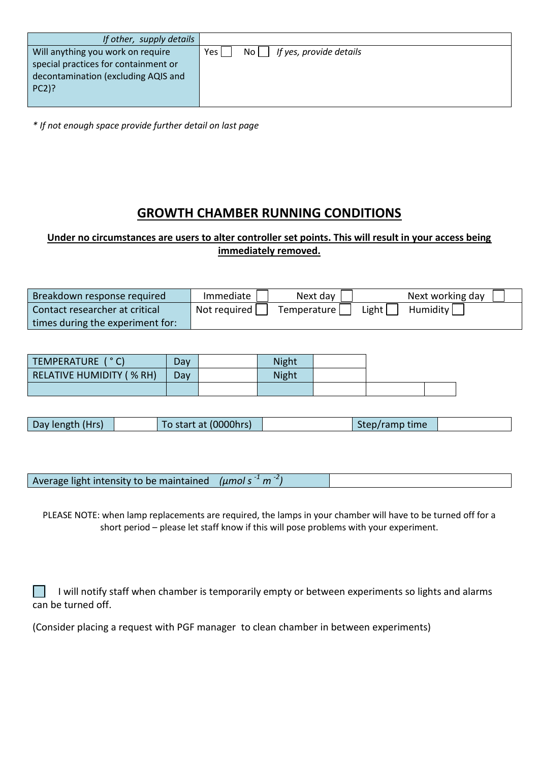| *If other, supply details* | |
|---|---|
| Will anything you work on require special practices for containment or decontamination (excluding AQIS and PC2)? | Yes ☐ No ☐ *If yes, provide details* |

*\* If not enough space provide further detail on last page*

## GROWTH CHAMBER RUNNING CONDITIONS

**<u>Under no circumstances are users to alter controller set points. This will result in your access being immediately removed.</u>**

| Breakdown response required | Immediate ☐ | Next day ☐ | | Next working day ☐ |
|---|---|---|---|---|
| Contact researcher at critical times during the experiment for: | Not required ☐ | Temperature ☐ | Light ☐ | Humidity ☐ |

| TEMPERATURE ( ° C) | Day | | Night | | | |
|---|---|---|---|---|---|---|
| RELATIVE HUMIDITY ( % RH) | Day | | Night | | | |
| | | | | | | |

| Day length (Hrs) | | To start at (0000hrs) | | Step/ramp time | |
|---|---|---|---|---|---|

| Average light intensity to be maintained *(µmol $s^{-1}$ $m^{-2}$)* | |
|---|---|

PLEASE NOTE: when lamp replacements are required, the lamps in your chamber will have to be turned off for a short period – please let staff know if this will pose problems with your experiment.

☐ I will notify staff when chamber is temporarily empty or between experiments so lights and alarms can be turned off.

(Consider placing a request with PGF manager to clean chamber in between experiments)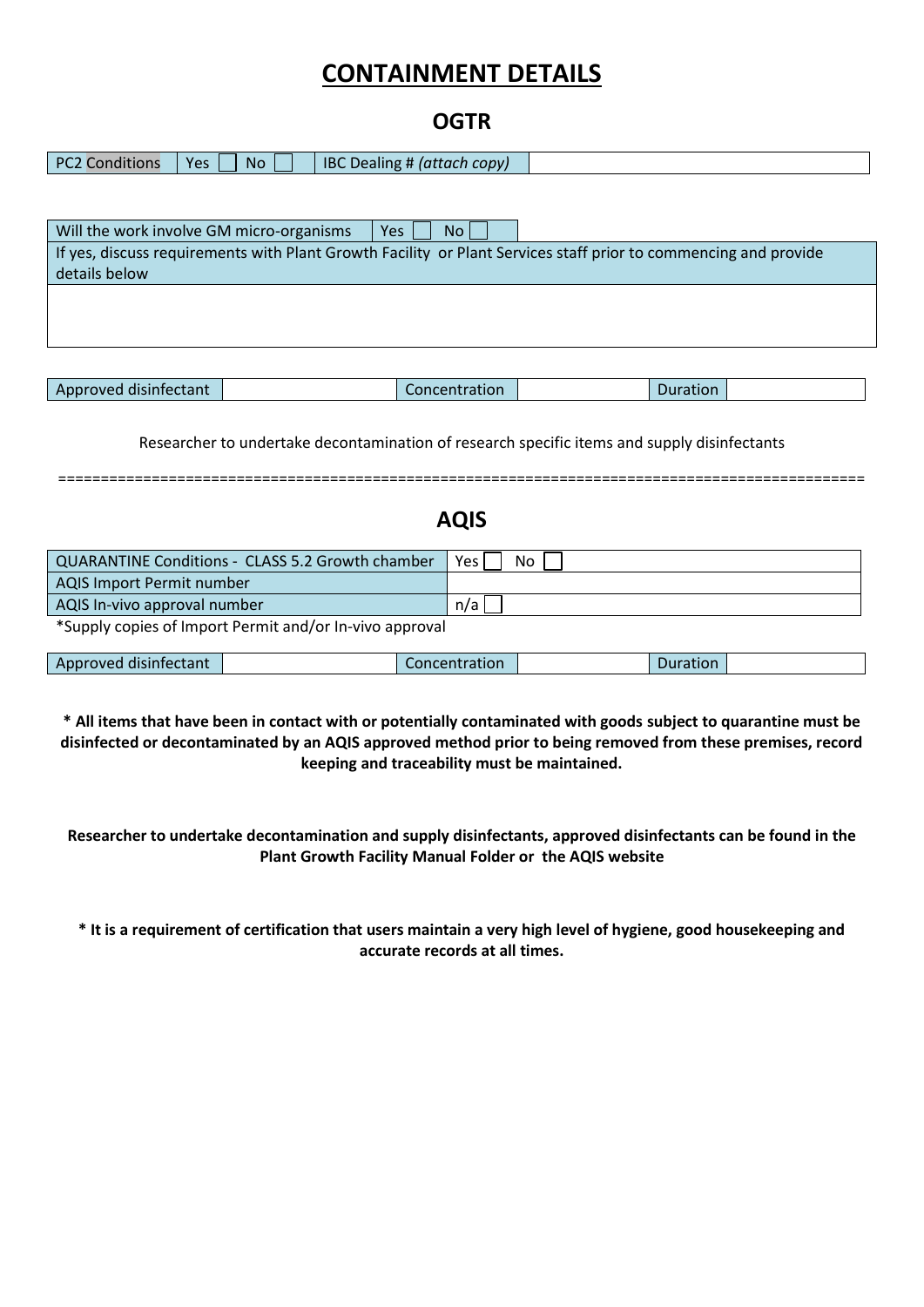# CONTAINMENT DETAILS

## OGTR

| PC2 Conditions | Yes ☐ No ☐ | IBC Dealing # *(attach copy)* | |
|---|---|---|---|

| Will the work involve GM micro-organisms | Yes ☐ No ☐ |
|---|---|
| If yes, discuss requirements with Plant Growth Facility or Plant Services staff prior to commencing and provide details below | |
| | |

| Approved disinfectant | | Concentration | | Duration | |
|---|---|---|---|---|---|

Researcher to undertake decontamination of research specific items and supply disinfectants

==========================================================================================

## AQIS

| QUARANTINE Conditions - CLASS 5.2 Growth chamber | Yes ☐ No ☐ |
|---|---|
| AQIS Import Permit number | |
| AQIS In-vivo approval number | n/a ☐ |

*Supply copies of Import Permit and/or In-vivo approval

| Approved disinfectant | | Concentration | | Duration | |
|---|---|---|---|---|---|

**\* All items that have been in contact with or potentially contaminated with goods subject to quarantine must be disinfected or decontaminated by an AQIS approved method prior to being removed from these premises, record keeping and traceability must be maintained.**

**Researcher to undertake decontamination and supply disinfectants, approved disinfectants can be found in the Plant Growth Facility Manual Folder or the AQIS website**

**\* It is a requirement of certification that users maintain a very high level of hygiene, good housekeeping and accurate records at all times.**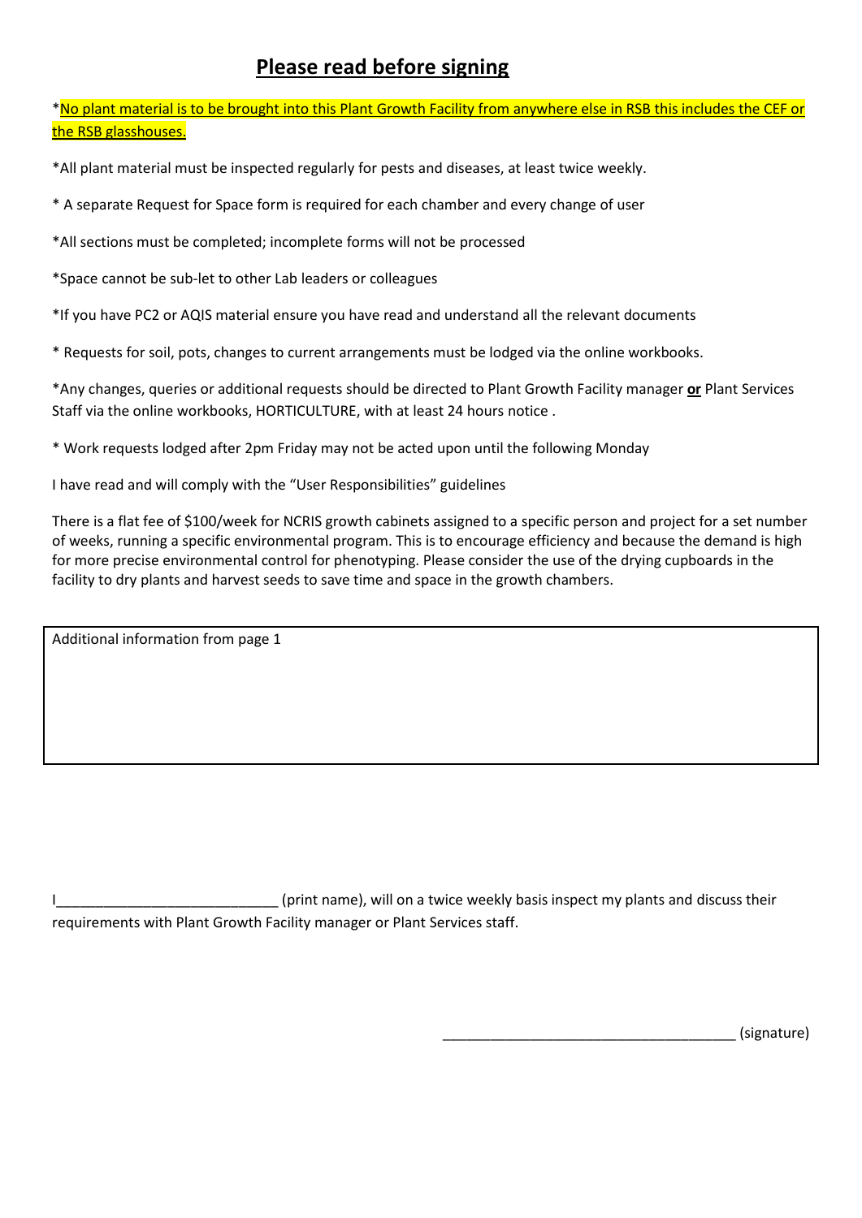# **Please read before signing**

*No plant material is to be brought into this Plant Growth Facility from anywhere else in RSB this includes the CEF or the RSB glasshouses.

*All plant material must be inspected regularly for pests and diseases, at least twice weekly.

* A separate Request for Space form is required for each chamber and every change of user

*All sections must be completed; incomplete forms will not be processed

*Space cannot be sub-let to other Lab leaders or colleagues

*If you have PC2 or AQIS material ensure you have read and understand all the relevant documents

* Requests for soil, pots, changes to current arrangements must be lodged via the online workbooks.

*Any changes, queries or additional requests should be directed to Plant Growth Facility manager **or** Plant Services Staff via the online workbooks, HORTICULTURE, with at least 24 hours notice .

* Work requests lodged after 2pm Friday may not be acted upon until the following Monday

I have read and will comply with the "User Responsibilities" guidelines

There is a flat fee of $100/week for NCRIS growth cabinets assigned to a specific person and project for a set number of weeks, running a specific environmental program. This is to encourage efficiency and because the demand is high for more precise environmental control for phenotyping. Please consider the use of the drying cupboards in the facility to dry plants and harvest seeds to save time and space in the growth chambers.

| Additional information from page 1 |
|---|
| |

I___________________________ (print name), will on a twice weekly basis inspect my plants and discuss their requirements with Plant Growth Facility manager or Plant Services staff.

_____________________________________ (signature)